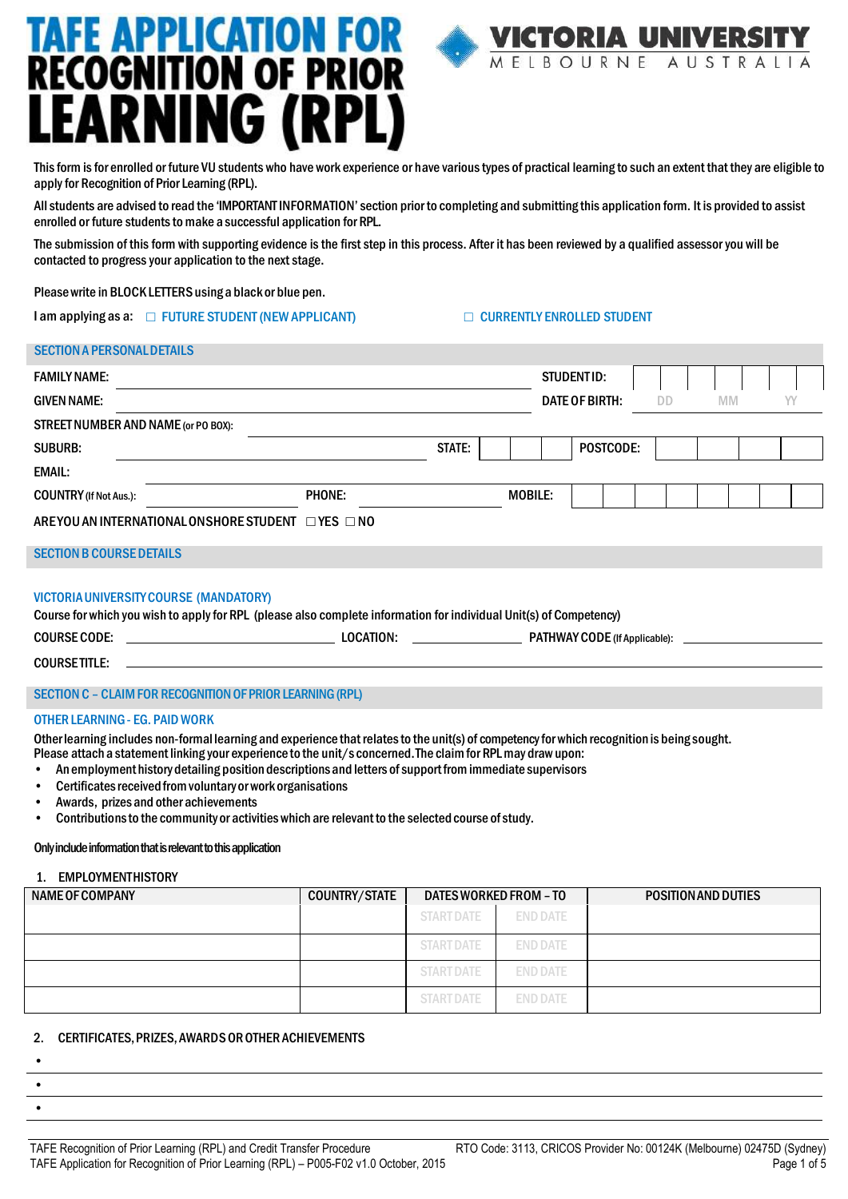# TAFE APPLICATION FOR RECOGNITION OF PRIOR LEARNING (RPL)

VICTORIA UNIVERSITY
MELBOURNE AUSTRALIA

This form is for enrolled or future VU students who have work experience or have various types of practical learning to such an extent that they are eligible to apply for Recognition of Prior Learning (RPL).

All students are advised to read the 'IMPORTANT INFORMATION' section prior to completing and submitting this application form. It is provided to assist enrolled or future students to make a successful application for RPL.

The submission of this form with supporting evidence is the first step in this process. After it has been reviewed by a qualified assessor you will be contacted to progress your application to the next stage.

Please write in BLOCK LETTERS using a black or blue pen.

I am applying as a: ☐ FUTURE STUDENT (NEW APPLICANT) ☐ CURRENTLY ENROLLED STUDENT

## SECTION A PERSONAL DETAILS

FAMILY NAME: ______________________ STUDENT ID: ______________________

GIVEN NAME: ______________________ DATE OF BIRTH: DD MM YY

STREET NUMBER AND NAME (or PO BOX): ______________________

SUBURB: ______________________ STATE: ______ POSTCODE: ______

EMAIL: ______________________

COUNTRY (If Not Aus.): ______________ PHONE: ______________ MOBILE: ______________

ARE YOU AN INTERNATIONAL ONSHORE STUDENT ☐ YES ☐ NO

## SECTION B COURSE DETAILS

### VICTORIA UNIVERSITY COURSE (MANDATORY)

Course for which you wish to apply for RPL (please also complete information for individual Unit(s) of Competency)

COURSE CODE: ______________ LOCATION: ______________ PATHWAY CODE (If Applicable): ______________

COURSE TITLE: ______________________

## SECTION C – CLAIM FOR RECOGNITION OF PRIOR LEARNING (RPL)

### OTHER LEARNING - EG. PAID WORK

Other learning includes non-formal learning and experience that relates to the unit(s) of competency for which recognition is being sought.
Please attach a statement linking your experience to the unit/s concerned. The claim for RPL may draw upon:

- An employment history detailing position descriptions and letters of support from immediate supervisors
- Certificates received from voluntary or work organisations
- Awards, prizes and other achievements
- Contributions to the community or activities which are relevant to the selected course of study.

**Only include information that is relevant to this application**

1. EMPLOYMENT HISTORY

| NAME OF COMPANY | COUNTRY/STATE | DATES WORKED FROM – TO | | POSITION AND DUTIES |
|---|---|---|---|---|
| | | START DATE | END DATE | |
| | | START DATE | END DATE | |
| | | START DATE | END DATE | |
| | | START DATE | END DATE | |

2. CERTIFICATES, PRIZES, AWARDS OR OTHER ACHIEVEMENTS

- 
- 
-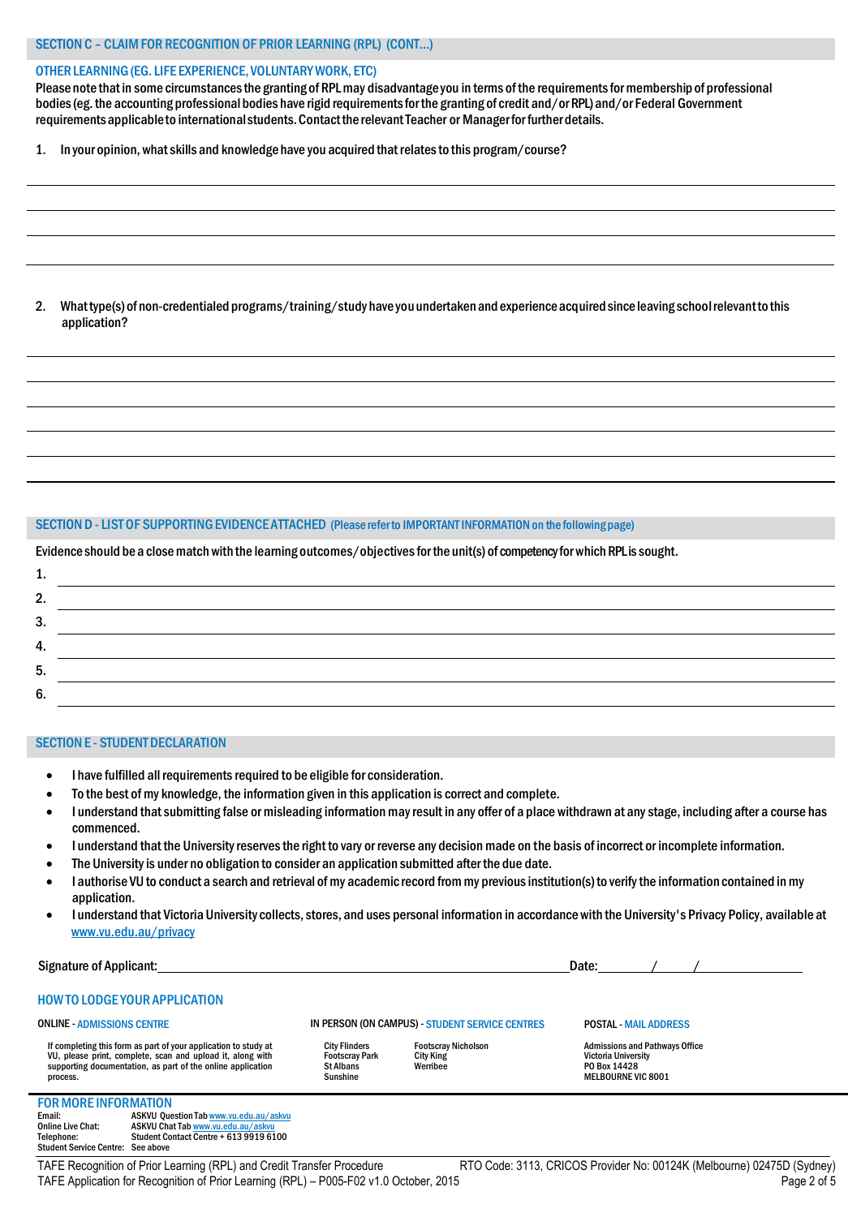## SECTION C – CLAIM FOR RECOGNITION OF PRIOR LEARNING (RPL) (CONT...)

### OTHER LEARNING (EG. LIFE EXPERIENCE, VOLUNTARY WORK, ETC)

Please note that in some circumstances the granting of RPL may disadvantage you in terms of the requirements for membership of professional bodies (eg. the accounting professional bodies have rigid requirements for the granting of credit and/or RPL) and/or Federal Government requirements applicable to international students. Contact the relevant Teacher or Manager for further details.

1. In your opinion, what skills and knowledge have you acquired that relates to this program/course?

___________________________________________

___________________________________________

___________________________________________

___________________________________________

2. What type(s) of non-credentialed programs/training/study have you undertaken and experience acquired since leaving school relevant to this application?

___________________________________________

___________________________________________

___________________________________________

___________________________________________

___________________________________________

___________________________________________

## SECTION D - LIST OF SUPPORTING EVIDENCE ATTACHED (Please refer to IMPORTANT INFORMATION on the following page)

Evidence should be a close match with the learning outcomes/objectives for the unit(s) of competency for which RPL is sought.

1. ___________________________________________
2. ___________________________________________
3. ___________________________________________
4. ___________________________________________
5. ___________________________________________
6. ___________________________________________

## SECTION E - STUDENT DECLARATION

- I have fulfilled all requirements required to be eligible for consideration.
- To the best of my knowledge, the information given in this application is correct and complete.
- I understand that submitting false or misleading information may result in any offer of a place withdrawn at any stage, including after a course has commenced.
- I understand that the University reserves the right to vary or reverse any decision made on the basis of incorrect or incomplete information.
- The University is under no obligation to consider an application submitted after the due date.
- I authorise VU to conduct a search and retrieval of my academic record from my previous institution(s) to verify the information contained in my application.
- I understand that Victoria University collects, stores, and uses personal information in accordance with the University's Privacy Policy, available at www.vu.edu.au/privacy

Signature of Applicant: ______________________________ Date: _____/_____/_________

### HOW TO LODGE YOUR APPLICATION

**ONLINE - ADMISSIONS CENTRE**

If completing this form as part of your application to study at VU, please print, complete, scan and upload it, along with supporting documentation, as part of the online application process.

**IN PERSON (ON CAMPUS) - STUDENT SERVICE CENTRES**

City Flinders, Footscray Park, St Albans, Sunshine, Footscray Nicholson, City King, Werribee

**POSTAL - MAIL ADDRESS**

Admissions and Pathways Office
Victoria University
PO Box 14428
MELBOURNE VIC 8001

### FOR MORE INFORMATION

Email: ASKVU Question Tab www.vu.edu.au/askvu
Online Live Chat: ASKVU Chat Tab www.vu.edu.au/askvu
Telephone: Student Contact Centre + 613 9919 6100
Student Service Centre: See above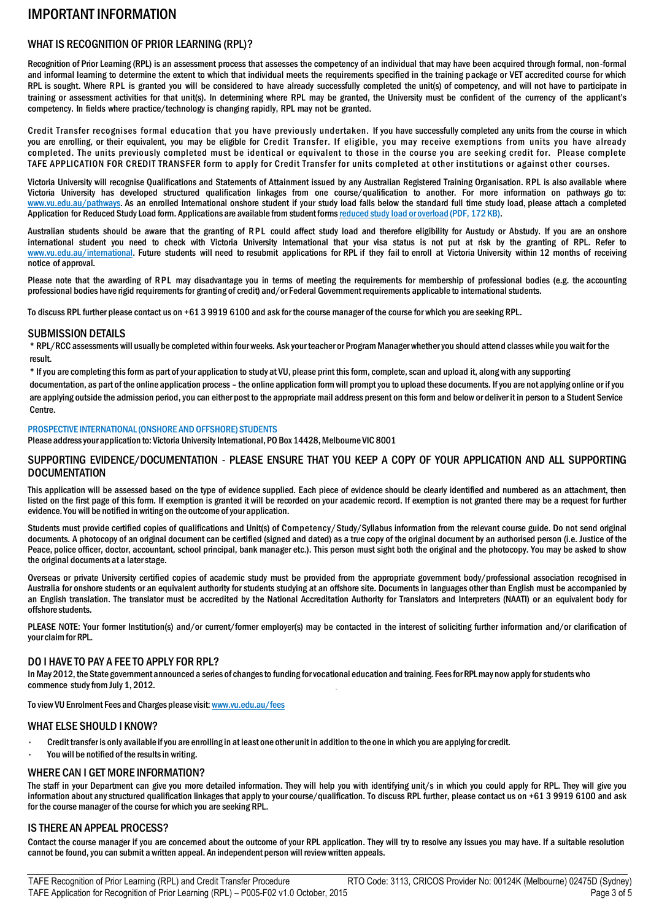# IMPORTANT INFORMATION

## WHAT IS RECOGNITION OF PRIOR LEARNING (RPL)?

Recognition of Prior Learning (RPL) is an assessment process that assesses the competency of an individual that may have been acquired through formal, non-formal and informal learning to determine the extent to which that individual meets the requirements specified in the training package or VET accredited course for which RPL is sought. Where RPL is granted you will be considered to have already successfully completed the unit(s) of competency, and will not have to participate in training or assessment activities for that unit(s). In determining where RPL may be granted, the University must be confident of the currency of the applicant's competency. In fields where practice/technology is changing rapidly, RPL may not be granted.

Credit Transfer recognises formal education that you have previously undertaken. If you have successfully completed any units from the course in which you are enrolling, or their equivalent, you may be eligible for Credit Transfer. If eligible, you may receive exemptions from units you have already completed. The units previously completed must be identical or equivalent to those in the course you are seeking credit for. Please complete TAFE APPLICATION FOR CREDIT TRANSFER form to apply for Credit Transfer for units completed at other institutions or against other courses.

Victoria University will recognise Qualifications and Statements of Attainment issued by any Australian Registered Training Organisation. RPL is also available where Victoria University has developed structured qualification linkages from one course/qualification to another. For more information on pathways go to: www.vu.edu.au/pathways. As an enrolled International onshore student if your study load falls below the standard full time study load, please attach a completed Application for Reduced Study Load form. Applications are available from student forms reduced study load or overload (PDF, 172 KB).

Australian students should be aware that the granting of RPL could affect study load and therefore eligibility for Austudy or Abstudy. If you are an onshore international student you need to check with Victoria University International that your visa status is not put at risk by the granting of RPL. Refer to www.vu.edu.au/international. Future students will need to resubmit applications for RPL if they fail to enroll at Victoria University within 12 months of receiving notice of approval.

Please note that the awarding of RPL may disadvantage you in terms of meeting the requirements for membership of professional bodies (e.g. the accounting professional bodies have rigid requirements for granting of credit) and/or Federal Government requirements applicable to international students.

To discuss RPL further please contact us on +61 3 9919 6100 and ask for the course manager of the course for which you are seeking RPL.

## SUBMISSION DETAILS

\* RPL/RCC assessments will usually be completed within four weeks. Ask your teacher or Program Manager whether you should attend classes while you wait for the result.

\* If you are completing this form as part of your application to study at VU, please print this form, complete, scan and upload it, along with any supporting documentation, as part of the online application process – the online application form will prompt you to upload these documents. If you are not applying online or if you are applying outside the admission period, you can either post to the appropriate mail address present on this form and below or deliver it in person to a Student Service Centre.

### PROSPECTIVE INTERNATIONAL (ONSHORE AND OFFSHORE) STUDENTS

Please address your application to: Victoria University International, PO Box 14428, Melbourne VIC 8001

## SUPPORTING EVIDENCE/DOCUMENTATION - PLEASE ENSURE THAT YOU KEEP A COPY OF YOUR APPLICATION AND ALL SUPPORTING DOCUMENTATION

This application will be assessed based on the type of evidence supplied. Each piece of evidence should be clearly identified and numbered as an attachment, then listed on the first page of this form. If exemption is granted it will be recorded on your academic record. If exemption is not granted there may be a request for further evidence. You will be notified in writing on the outcome of your application.

Students must provide certified copies of qualifications and Unit(s) of Competency/Study/Syllabus information from the relevant course guide. Do not send original documents. A photocopy of an original document can be certified (signed and dated) as a true copy of the original document by an authorised person (i.e. Justice of the Peace, police officer, doctor, accountant, school principal, bank manager etc.). This person must sight both the original and the photocopy. You may be asked to show the original documents at a later stage.

Overseas or private University certified copies of academic study must be provided from the appropriate government body/professional association recognised in Australia for onshore students or an equivalent authority for students studying at an offshore site. Documents in languages other than English must be accompanied by an English translation. The translator must be accredited by the National Accreditation Authority for Translators and Interpreters (NAATI) or an equivalent body for offshore students.

PLEASE NOTE: Your former Institution(s) and/or current/former employer(s) may be contacted in the interest of soliciting further information and/or clarification of your claim for RPL.

## DO I HAVE TO PAY A FEE TO APPLY FOR RPL?

In May 2012, the State government announced a series of changes to funding for vocational education and training. Fees for RPL may now apply for students who commence study from July 1, 2012.

To view VU Enrolment Fees and Charges please visit: www.vu.edu.au/fees

## WHAT ELSE SHOULD I KNOW?

- Credit transfer is only available if you are enrolling in at least one other unit in addition to the one in which you are applying for credit.
- You will be notified of the results in writing.

## WHERE CAN I GET MORE INFORMATION?

The staff in your Department can give you more detailed information. They will help you with identifying unit/s in which you could apply for RPL. They will give you information about any structured qualification linkages that apply to your course/qualification. To discuss RPL further, please contact us on +61 3 9919 6100 and ask for the course manager of the course for which you are seeking RPL.

## IS THERE AN APPEAL PROCESS?

Contact the course manager if you are concerned about the outcome of your RPL application. They will try to resolve any issues you may have. If a suitable resolution cannot be found, you can submit a written appeal. An independent person will review written appeals.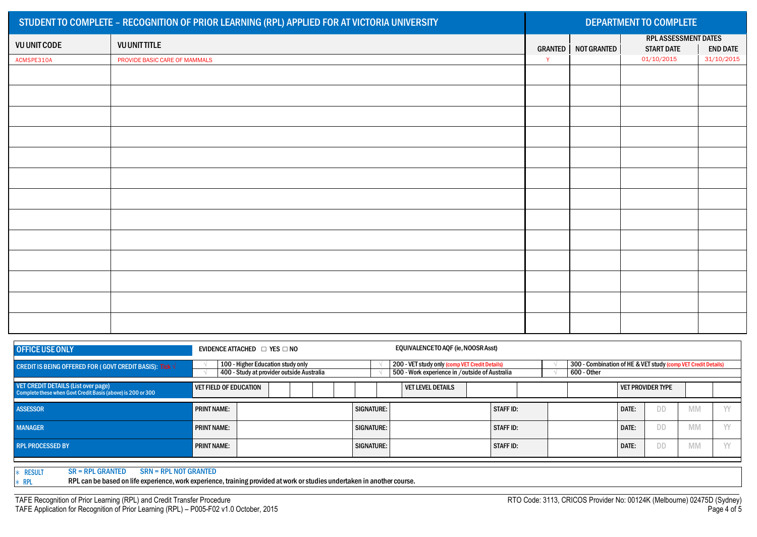| STUDENT TO COMPLETE – RECOGNITION OF PRIOR LEARNING (RPL) APPLIED FOR AT VICTORIA UNIVERSITY | | DEPARTMENT TO COMPLETE | | | |
|---|---|---|---|---|---|
| | | | | RPL ASSESSMENT DATES | |
| VU UNIT CODE | VU UNIT TITLE | GRANTED | NOT GRANTED | START DATE | END DATE |
| ACMSPE310A | PROVIDE BASIC CARE OF MAMMALS | Y | | 01/10/2015 | 31/10/2015 |
| | | | | | |
| | | | | | |
| | | | | | |
| | | | | | |
| | | | | | |
| | | | | | |
| | | | | | |
| | | | | | |
| | | | | | |
| | | | | | |
| | | | | | |
| | | | | | |
| | | | | | |

**OFFICE USE ONLY**

EVIDENCE ATTACHED ☐ YES ☐ NO

EQUIVALENCE TO AQF (ie, NOOSR Asst)

**CREDIT IS BEING OFFERED FOR ( GOVT CREDIT BASIS):** Tick ✓

- √ 100 - Higher Education study only
- √ 200 - VET study only (comp VET Credit Details)
- √ 300 - Combination of HE & VET study (comp VET Credit Details)
- √ 400 - Study at provider outside Australia
- √ 500 - Work experience in / outside of Australia
- √ 600 - Other

**VET CREDIT DETAILS (List over page)**
Complete these when Govt Credit Basis (above) is 200 or 300

| VET FIELD OF EDUCATION | | | | | | | VET LEVEL DETAILS | | | | VET PROVIDER TYPE | | |
|---|---|---|---|---|---|---|---|---|---|---|---|---|---|

| | | | | | | | | | | |
|---|---|---|---|---|---|---|---|---|---|---|
| **ASSESSOR** | PRINT NAME: | | SIGNATURE: | | STAFF ID: | | DATE: | DD | MM | YY |
| **MANAGER** | PRINT NAME: | | SIGNATURE: | | STAFF ID: | | DATE: | DD | MM | YY |
| **RPL PROCESSED BY** | PRINT NAME: | | SIGNATURE: | | STAFF ID: | | DATE: | DD | MM | YY |

* RESULT SR = RPL GRANTED SRN = RPL NOT GRANTED
* RPL RPL can be based on life experience, work experience, training provided at work or studies undertaken in another course.

TAFE Recognition of Prior Learning (RPL) and Credit Transfer Procedure
TAFE Application for Recognition of Prior Learning (RPL) – P005-F02 v1.0 October, 2015

RTO Code: 3113, CRICOS Provider No: 00124K (Melbourne) 02475D (Sydney)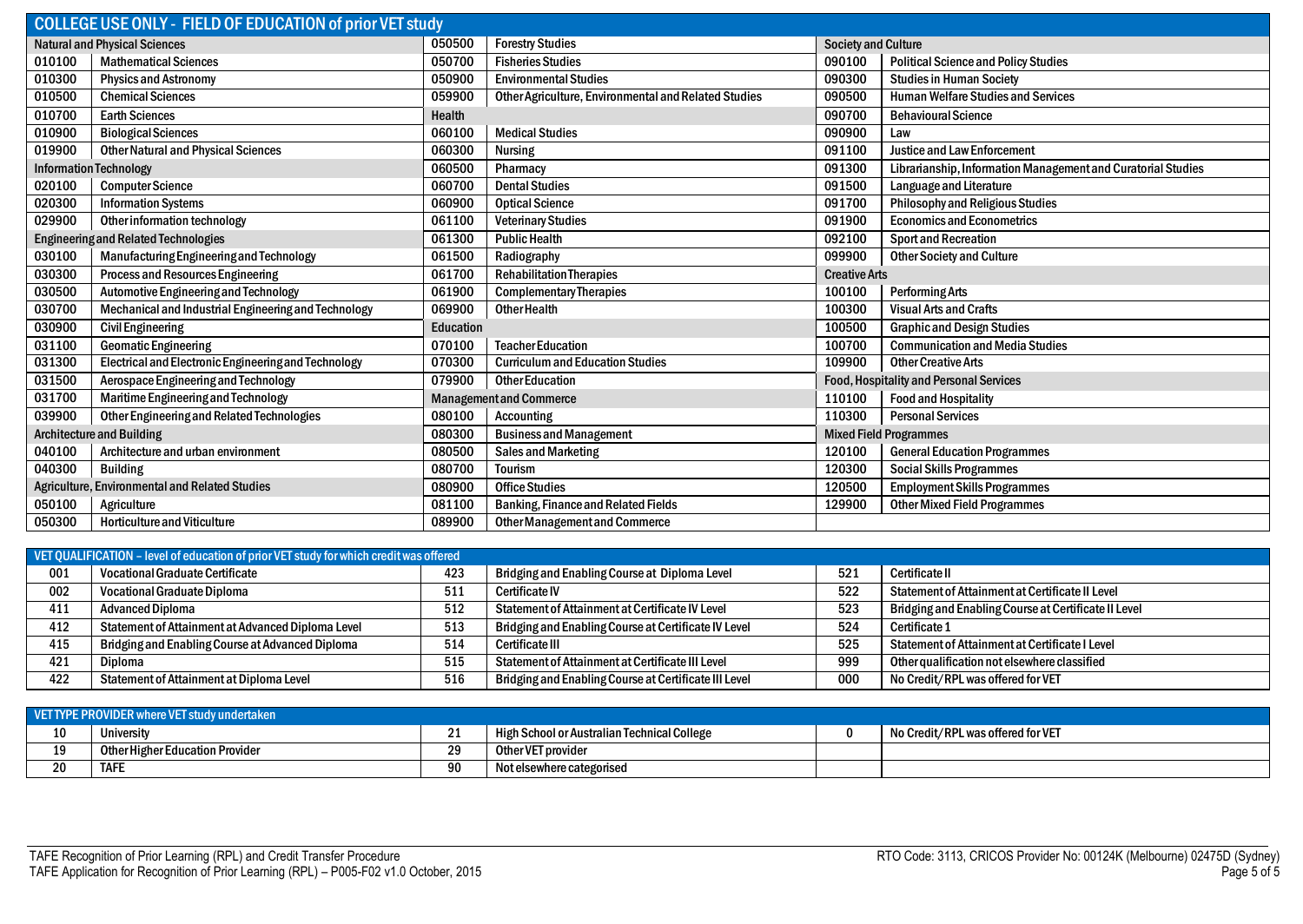## COLLEGE USE ONLY - FIELD OF EDUCATION of prior VET study

| | | | | | |
|---|---|---|---|---|---|
| **Natural and Physical Sciences** | | 050500 | Forestry Studies | **Society and Culture** | |
| 010100 | Mathematical Sciences | 050700 | Fisheries Studies | 090100 | Political Science and Policy Studies |
| 010300 | Physics and Astronomy | 050900 | Environmental Studies | 090300 | Studies in Human Society |
| 010500 | Chemical Sciences | 059900 | Other Agriculture, Environmental and Related Studies | 090500 | Human Welfare Studies and Services |
| 010700 | Earth Sciences | **Health** | | 090700 | Behavioural Science |
| 010900 | Biological Sciences | 060100 | Medical Studies | 090900 | Law |
| 019900 | Other Natural and Physical Sciences | 060300 | Nursing | 091100 | Justice and Law Enforcement |
| **Information Technology** | | 060500 | Pharmacy | 091300 | Librarianship, Information Management and Curatorial Studies |
| 020100 | Computer Science | 060700 | Dental Studies | 091500 | Language and Literature |
| 020300 | Information Systems | 060900 | Optical Science | 091700 | Philosophy and Religious Studies |
| 029900 | Other information technology | 061100 | Veterinary Studies | 091900 | Economics and Econometrics |
| **Engineering and Related Technologies** | | 061300 | Public Health | 092100 | Sport and Recreation |
| 030100 | Manufacturing Engineering and Technology | 061500 | Radiography | 099900 | Other Society and Culture |
| 030300 | Process and Resources Engineering | 061700 | Rehabilitation Therapies | **Creative Arts** | |
| 030500 | Automotive Engineering and Technology | 061900 | Complementary Therapies | 100100 | Performing Arts |
| 030700 | Mechanical and Industrial Engineering and Technology | 069900 | Other Health | 100300 | Visual Arts and Crafts |
| 030900 | Civil Engineering | **Education** | | 100500 | Graphic and Design Studies |
| 031100 | Geomatic Engineering | 070100 | Teacher Education | 100700 | Communication and Media Studies |
| 031300 | Electrical and Electronic Engineering and Technology | 070300 | Curriculum and Education Studies | 109900 | Other Creative Arts |
| 031500 | Aerospace Engineering and Technology | 079900 | Other Education | **Food, Hospitality and Personal Services** | |
| 031700 | Maritime Engineering and Technology | **Management and Commerce** | | 110100 | Food and Hospitality |
| 039900 | Other Engineering and Related Technologies | 080100 | Accounting | 110300 | Personal Services |
| **Architecture and Building** | | 080300 | Business and Management | **Mixed Field Programmes** | |
| 040100 | Architecture and urban environment | 080500 | Sales and Marketing | 120100 | General Education Programmes |
| 040300 | Building | 080700 | Tourism | 120300 | Social Skills Programmes |
| **Agriculture, Environmental and Related Studies** | | 080900 | Office Studies | 120500 | Employment Skills Programmes |
| 050100 | Agriculture | 081100 | Banking, Finance and Related Fields | 129900 | Other Mixed Field Programmes |
| 050300 | Horticulture and Viticulture | 089900 | Other Management and Commerce | | |

## VET QUALIFICATION – level of education of prior VET study for which credit was offered

| | | | | | |
|---|---|---|---|---|---|
| 001 | Vocational Graduate Certificate | 423 | Bridging and Enabling Course at Diploma Level | 521 | Certificate II |
| 002 | Vocational Graduate Diploma | 511 | Certificate IV | 522 | Statement of Attainment at Certificate II Level |
| 411 | Advanced Diploma | 512 | Statement of Attainment at Certificate IV Level | 523 | Bridging and Enabling Course at Certificate II Level |
| 412 | Statement of Attainment at Advanced Diploma Level | 513 | Bridging and Enabling Course at Certificate IV Level | 524 | Certificate 1 |
| 415 | Bridging and Enabling Course at Advanced Diploma | 514 | Certificate III | 525 | Statement of Attainment at Certificate I Level |
| 421 | Diploma | 515 | Statement of Attainment at Certificate III Level | 999 | Other qualification not elsewhere classified |
| 422 | Statement of Attainment at Diploma Level | 516 | Bridging and Enabling Course at Certificate III Level | 000 | No Credit/RPL was offered for VET |

## VET TYPE PROVIDER where VET study undertaken

| | | | | | |
|---|---|---|---|---|---|
| 10 | University | 21 | High School or Australian Technical College | 0 | No Credit/RPL was offered for VET |
| 19 | Other Higher Education Provider | 29 | Other VET provider | | |
| 20 | TAFE | 90 | Not elsewhere categorised | | |

TAFE Recognition of Prior Learning (RPL) and Credit Transfer Procedure
TAFE Application for Recognition of Prior Learning (RPL) – P005-F02 v1.0 October, 2015

RTO Code: 3113, CRICOS Provider No: 00124K (Melbourne) 02475D (Sydney)